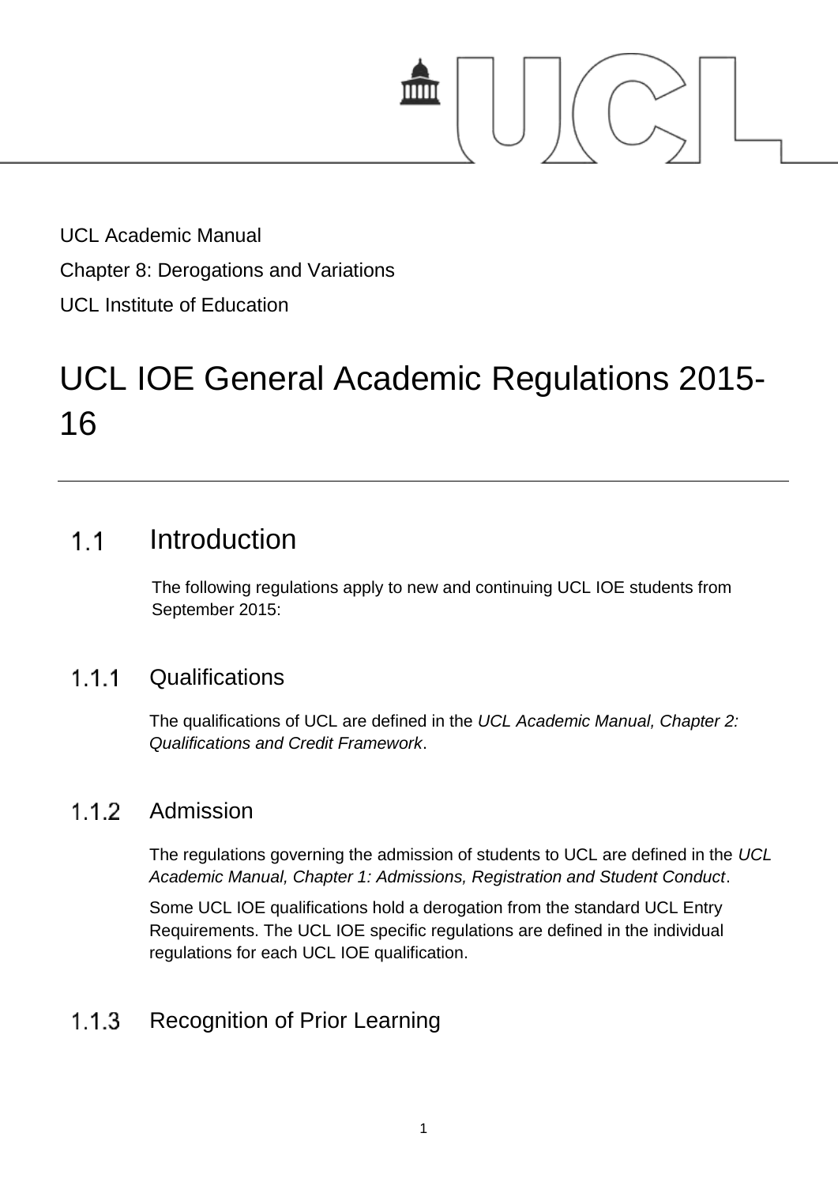UCL Academic Manual

Chapter 8: Derogations and Variations

UCL Institute of Education

# UCL IOE General Academic Regulations 2015-16

## 1.1 Introduction

The following regulations apply to new and continuing UCL IOE students from September 2015:

### 1.1.1 Qualifications

The qualifications of UCL are defined in the *UCL Academic Manual, Chapter 2: Qualifications and Credit Framework*.

### 1.1.2 Admission

The regulations governing the admission of students to UCL are defined in the *UCL Academic Manual, Chapter 1: Admissions, Registration and Student Conduct*.

Some UCL IOE qualifications hold a derogation from the standard UCL Entry Requirements. The UCL IOE specific regulations are defined in the individual regulations for each UCL IOE qualification.

### 1.1.3 Recognition of Prior Learning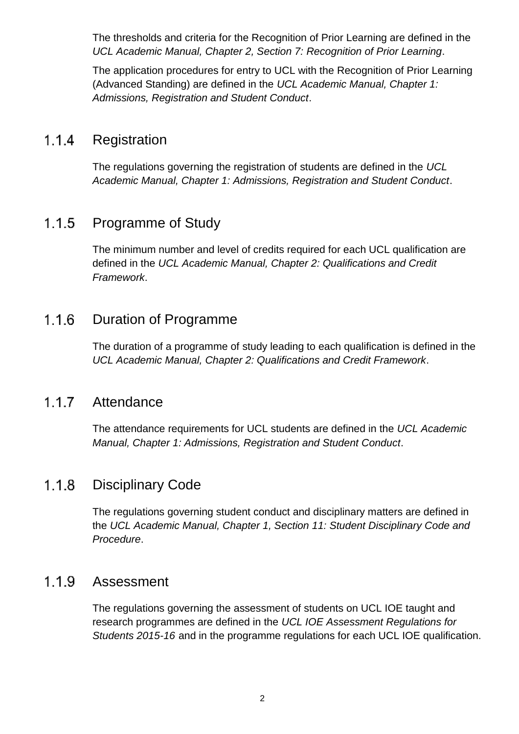The thresholds and criteria for the Recognition of Prior Learning are defined in the *UCL Academic Manual, Chapter 2, Section 7: Recognition of Prior Learning*.

The application procedures for entry to UCL with the Recognition of Prior Learning (Advanced Standing) are defined in the *UCL Academic Manual, Chapter 1: Admissions, Registration and Student Conduct*.

### 1.1.4 Registration

The regulations governing the registration of students are defined in the *UCL Academic Manual, Chapter 1: Admissions, Registration and Student Conduct*.

### 1.1.5 Programme of Study

The minimum number and level of credits required for each UCL qualification are defined in the *UCL Academic Manual, Chapter 2: Qualifications and Credit Framework*.

### 1.1.6 Duration of Programme

The duration of a programme of study leading to each qualification is defined in the *UCL Academic Manual, Chapter 2: Qualifications and Credit Framework*.

### 1.1.7 Attendance

The attendance requirements for UCL students are defined in the *UCL Academic Manual, Chapter 1: Admissions, Registration and Student Conduct*.

### 1.1.8 Disciplinary Code

The regulations governing student conduct and disciplinary matters are defined in the *UCL Academic Manual, Chapter 1, Section 11: Student Disciplinary Code and Procedure*.

### 1.1.9 Assessment

The regulations governing the assessment of students on UCL IOE taught and research programmes are defined in the *UCL IOE Assessment Regulations for Students 2015-16* and in the programme regulations for each UCL IOE qualification.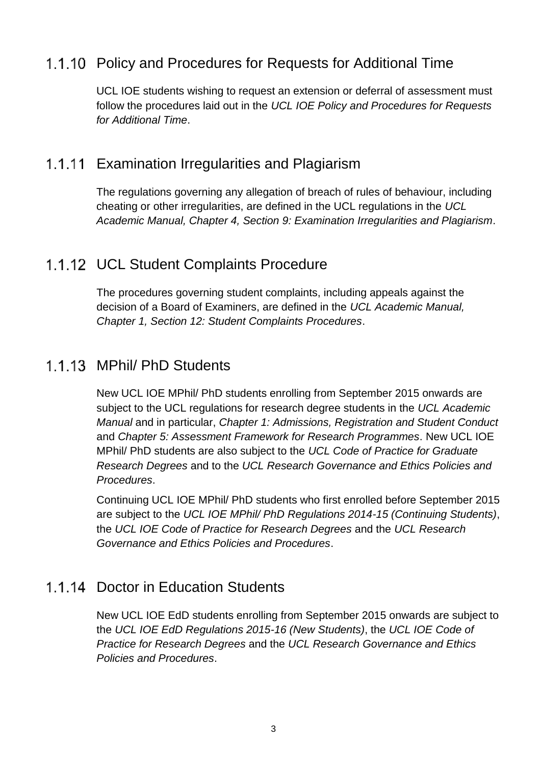### 1.1.10 Policy and Procedures for Requests for Additional Time

UCL IOE students wishing to request an extension or deferral of assessment must follow the procedures laid out in the *UCL IOE Policy and Procedures for Requests for Additional Time*.

### 1.1.11 Examination Irregularities and Plagiarism

The regulations governing any allegation of breach of rules of behaviour, including cheating or other irregularities, are defined in the UCL regulations in the *UCL Academic Manual, Chapter 4, Section 9: Examination Irregularities and Plagiarism*.

### 1.1.12 UCL Student Complaints Procedure

The procedures governing student complaints, including appeals against the decision of a Board of Examiners, are defined in the *UCL Academic Manual, Chapter 1, Section 12: Student Complaints Procedures*.

### 1.1.13 MPhil/ PhD Students

New UCL IOE MPhil/ PhD students enrolling from September 2015 onwards are subject to the UCL regulations for research degree students in the *UCL Academic Manual* and in particular, *Chapter 1: Admissions, Registration and Student Conduct* and *Chapter 5: Assessment Framework for Research Programmes*. New UCL IOE MPhil/ PhD students are also subject to the *UCL Code of Practice for Graduate Research Degrees* and to the *UCL Research Governance and Ethics Policies and Procedures*.

Continuing UCL IOE MPhil/ PhD students who first enrolled before September 2015 are subject to the *UCL IOE MPhil/ PhD Regulations 2014-15 (Continuing Students)*, the *UCL IOE Code of Practice for Research Degrees* and the *UCL Research Governance and Ethics Policies and Procedures*.

### 1.1.14 Doctor in Education Students

New UCL IOE EdD students enrolling from September 2015 onwards are subject to the *UCL IOE EdD Regulations 2015-16 (New Students)*, the *UCL IOE Code of Practice for Research Degrees* and the *UCL Research Governance and Ethics Policies and Procedures*.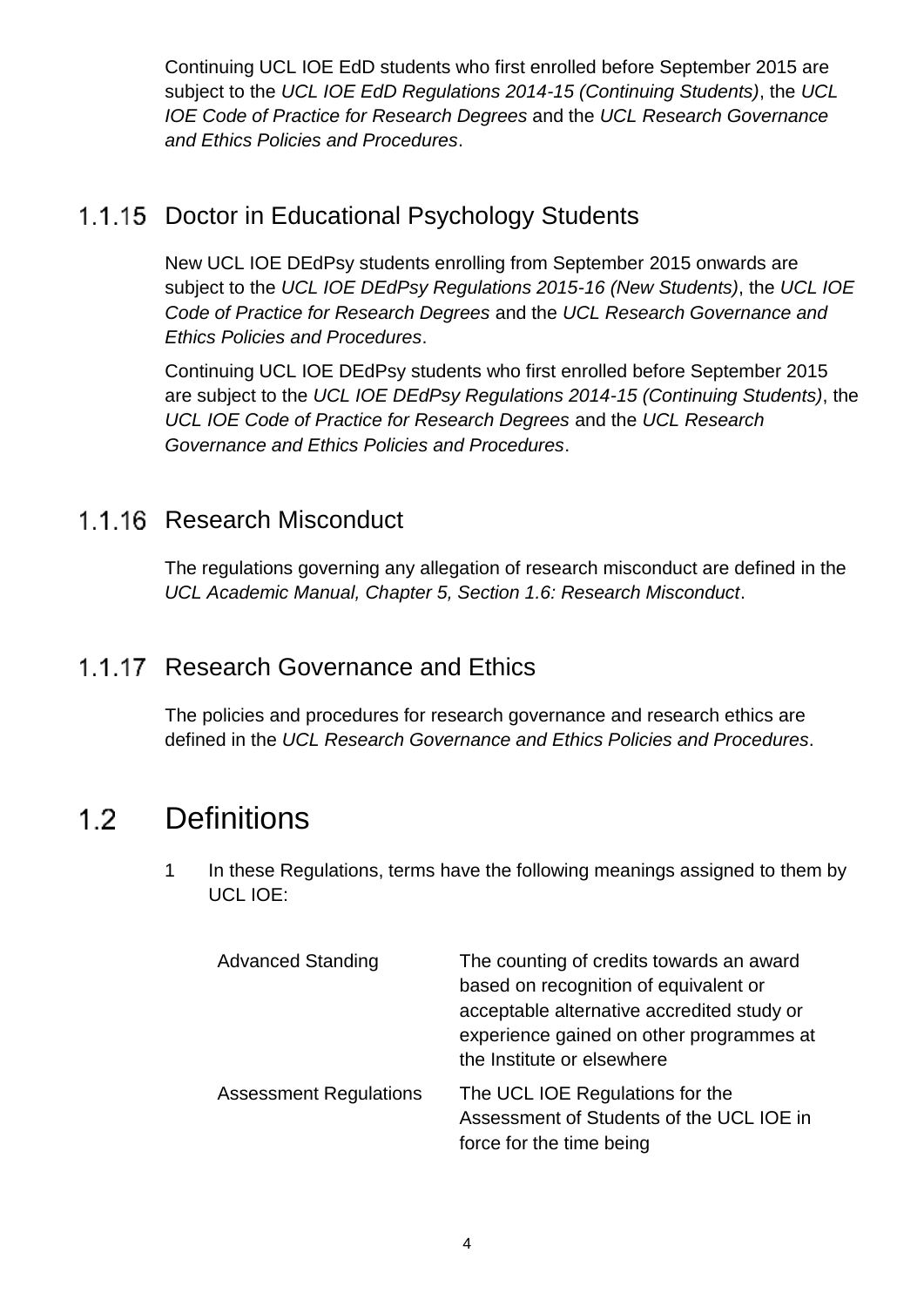Continuing UCL IOE EdD students who first enrolled before September 2015 are subject to the *UCL IOE EdD Regulations 2014-15 (Continuing Students)*, the *UCL IOE Code of Practice for Research Degrees* and the *UCL Research Governance and Ethics Policies and Procedures*.

### 1.1.15 Doctor in Educational Psychology Students

New UCL IOE DEdPsy students enrolling from September 2015 onwards are subject to the *UCL IOE DEdPsy Regulations 2015-16 (New Students)*, the *UCL IOE Code of Practice for Research Degrees* and the *UCL Research Governance and Ethics Policies and Procedures*.

Continuing UCL IOE DEdPsy students who first enrolled before September 2015 are subject to the *UCL IOE DEdPsy Regulations 2014-15 (Continuing Students)*, the *UCL IOE Code of Practice for Research Degrees* and the *UCL Research Governance and Ethics Policies and Procedures*.

### 1.1.16 Research Misconduct

The regulations governing any allegation of research misconduct are defined in the *UCL Academic Manual, Chapter 5, Section 1.6: Research Misconduct*.

### 1.1.17 Research Governance and Ethics

The policies and procedures for research governance and research ethics are defined in the *UCL Research Governance and Ethics Policies and Procedures*.

## 1.2 Definitions

1 In these Regulations, terms have the following meanings assigned to them by UCL IOE:

| | |
|---|---|
| Advanced Standing | The counting of credits towards an award based on recognition of equivalent or acceptable alternative accredited study or experience gained on other programmes at the Institute or elsewhere |
| Assessment Regulations | The UCL IOE Regulations for the Assessment of Students of the UCL IOE in force for the time being |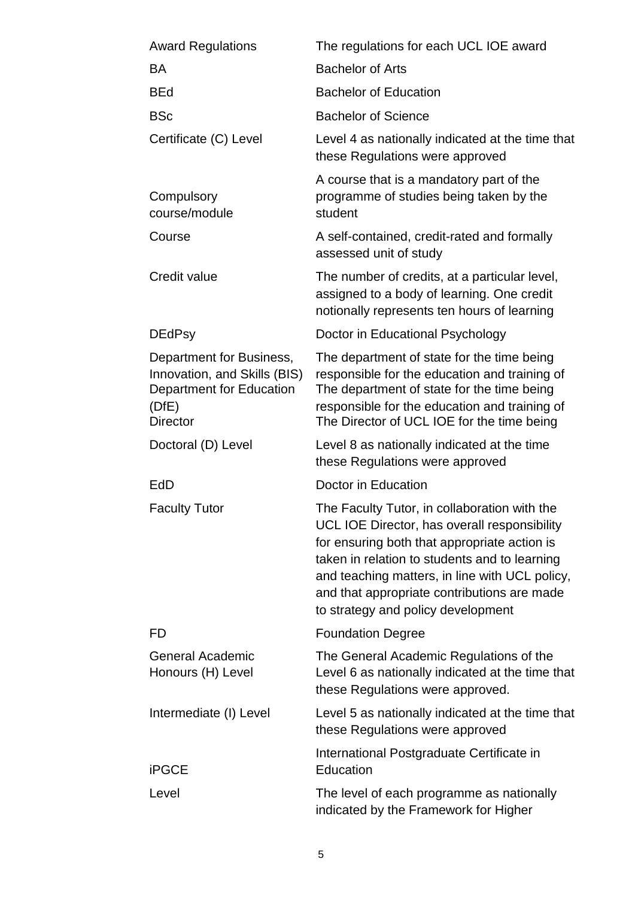| | |
|---|---|
| Award Regulations | The regulations for each UCL IOE award |
| BA | Bachelor of Arts |
| BEd | Bachelor of Education |
| BSc | Bachelor of Science |
| Certificate (C) Level | Level 4 as nationally indicated at the time that these Regulations were approved |
| Compulsory course/module | A course that is a mandatory part of the programme of studies being taken by the student |
| Course | A self-contained, credit-rated and formally assessed unit of study |
| Credit value | The number of credits, at a particular level, assigned to a body of learning. One credit notionally represents ten hours of learning |
| DEdPsy | Doctor in Educational Psychology |
| Department for Business, Innovation, and Skills (BIS) | The department of state for the time being responsible for the education and training of |
| Department for Education (DfE) | The department of state for the time being responsible for the education and training of |
| Director | The Director of UCL IOE for the time being |
| Doctoral (D) Level | Level 8 as nationally indicated at the time these Regulations were approved |
| EdD | Doctor in Education |
| Faculty Tutor | The Faculty Tutor, in collaboration with the UCL IOE Director, has overall responsibility for ensuring both that appropriate action is taken in relation to students and to learning and teaching matters, in line with UCL policy, and that appropriate contributions are made to strategy and policy development |
| FD | Foundation Degree |
| General Academic | The General Academic Regulations of the |
| Honours (H) Level | Level 6 as nationally indicated at the time that these Regulations were approved. |
| Intermediate (I) Level | Level 5 as nationally indicated at the time that these Regulations were approved |
| iPGCE | International Postgraduate Certificate in Education |
| Level | The level of each programme as nationally indicated by the Framework for Higher |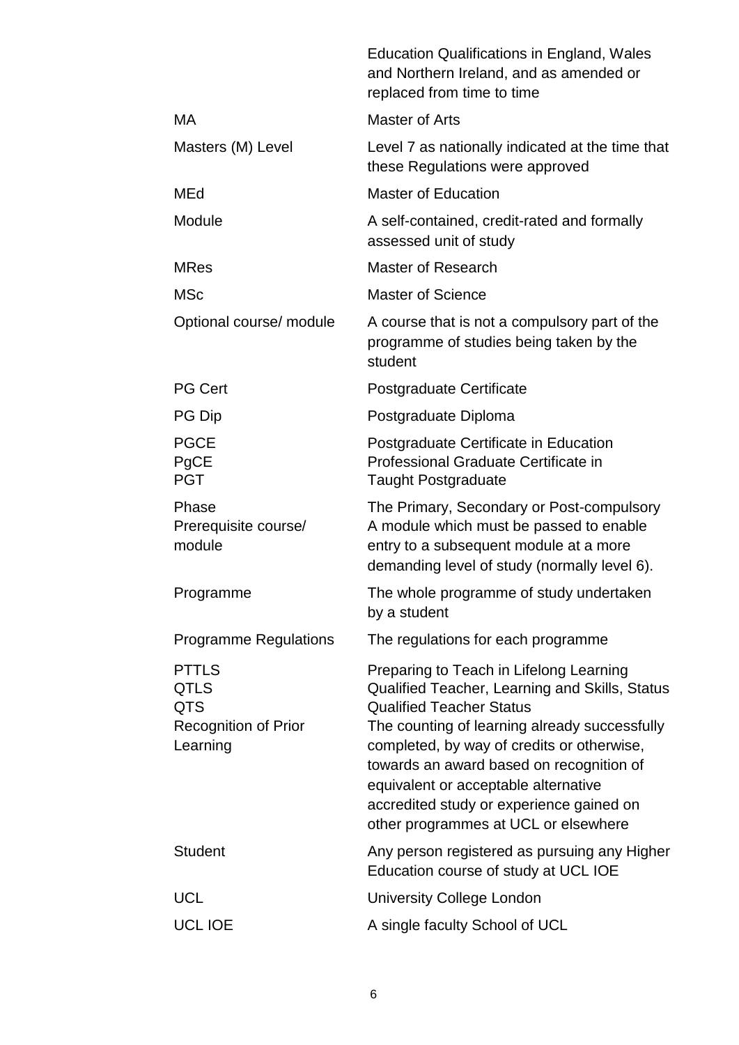| | |
|---|---|
| | Education Qualifications in England, Wales and Northern Ireland, and as amended or replaced from time to time |
| MA | Master of Arts |
| Masters (M) Level | Level 7 as nationally indicated at the time that these Regulations were approved |
| MEd | Master of Education |
| Module | A self-contained, credit-rated and formally assessed unit of study |
| MRes | Master of Research |
| MSc | Master of Science |
| Optional course/ module | A course that is not a compulsory part of the programme of studies being taken by the student |
| PG Cert | Postgraduate Certificate |
| PG Dip | Postgraduate Diploma |
| PGCE | Postgraduate Certificate in Education |
| PgCE | Professional Graduate Certificate in |
| PGT | Taught Postgraduate |
| Phase | The Primary, Secondary or Post-compulsory |
| Prerequisite course/ module | A module which must be passed to enable entry to a subsequent module at a more demanding level of study (normally level 6). |
| Programme | The whole programme of study undertaken by a student |
| Programme Regulations | The regulations for each programme |
| PTTLS | Preparing to Teach in Lifelong Learning |
| QTLS | Qualified Teacher, Learning and Skills, Status |
| QTS | Qualified Teacher Status |
| Recognition of Prior Learning | The counting of learning already successfully completed, by way of credits or otherwise, towards an award based on recognition of equivalent or acceptable alternative accredited study or experience gained on other programmes at UCL or elsewhere |
| Student | Any person registered as pursuing any Higher Education course of study at UCL IOE |
| UCL | University College London |
| UCL IOE | A single faculty School of UCL |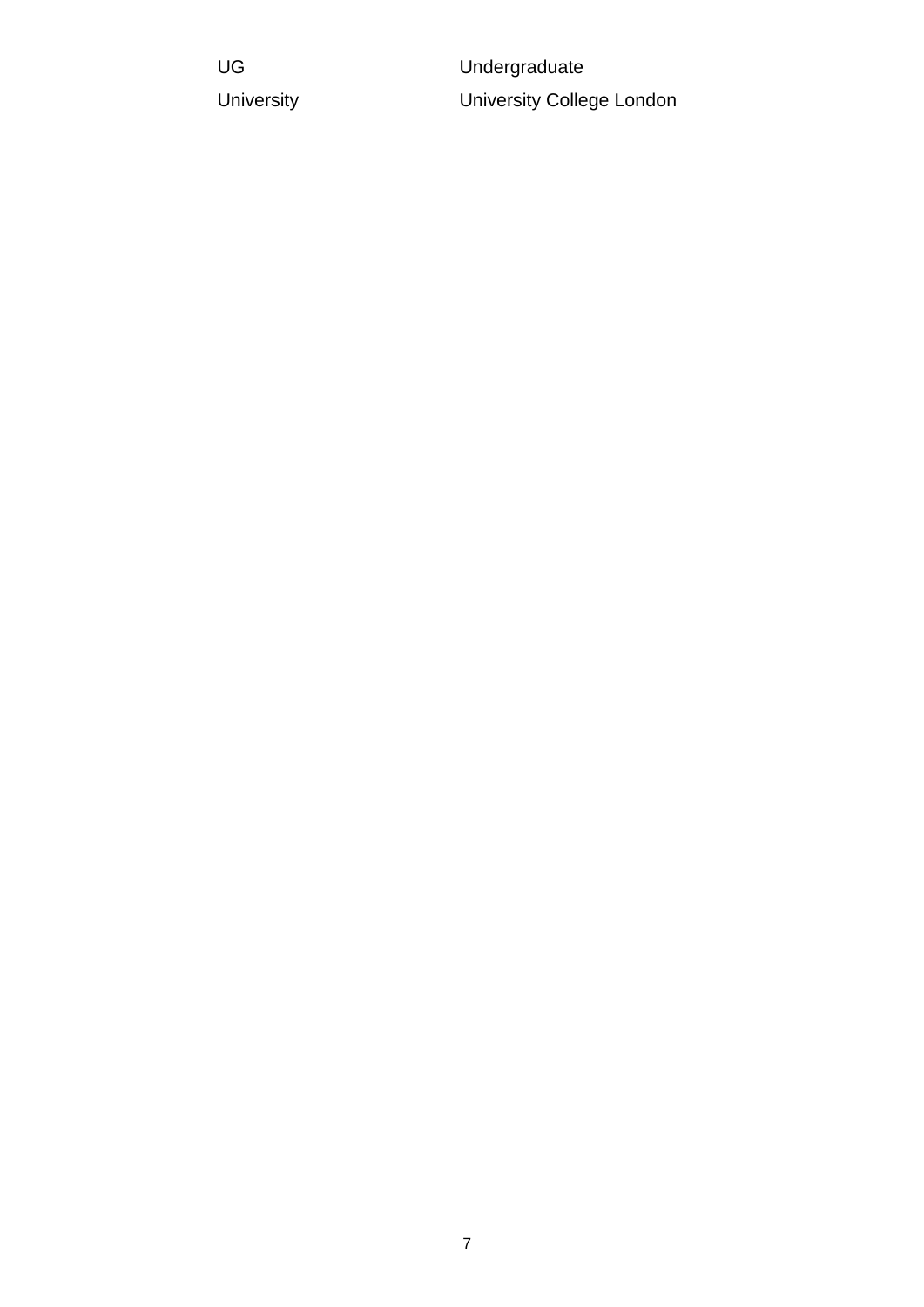| | |
|---|---|
| UG | Undergraduate |
| University | University College London |